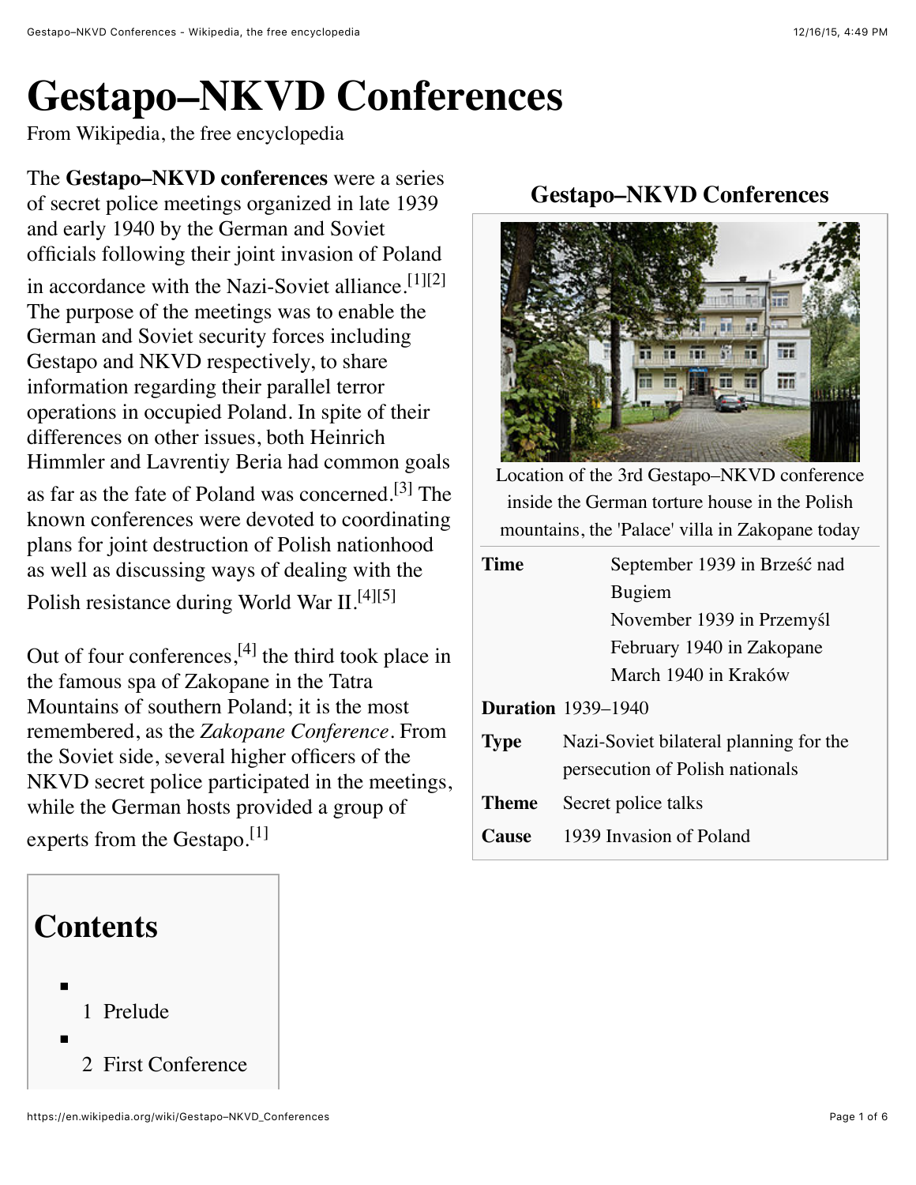# Gestapo–NKVD Conferences

From Wikipedia, the free encyclopedia

The **Gestapo–NKVD conferences** were a series of secret police meetings organized in late 1939 and early 1940 by the German and Soviet officials following their joint invasion of Poland in accordance with the Nazi-Soviet alliance.[1][2] The purpose of the meetings was to enable the German and Soviet security forces including Gestapo and NKVD respectively, to share information regarding their parallel terror operations in occupied Poland. In spite of their differences on other issues, both Heinrich Himmler and Lavrentiy Beria had common goals as far as the fate of Poland was concerned.[3] The known conferences were devoted to coordinating plans for joint destruction of Polish nationhood as well as discussing ways of dealing with the Polish resistance during World War II.[4][5]

Out of four conferences,[4] the third took place in the famous spa of Zakopane in the Tatra Mountains of southern Poland; it is the most remembered, as the *Zakopane Conference*. From the Soviet side, several higher officers of the NKVD secret police participated in the meetings, while the German hosts provided a group of experts from the Gestapo.[1]

**Gestapo–NKVD Conferences**

Location of the 3rd Gestapo–NKVD conference inside the German torture house in the Polish mountains, the 'Palace' villa in Zakopane today

| | |
|---|---|
| **Time** | September 1939 in Brześć nad Bugiem<br>November 1939 in Przemyśl<br>February 1940 in Zakopane<br>March 1940 in Kraków |
| **Duration** | 1939–1940 |
| **Type** | Nazi-Soviet bilateral planning for the persecution of Polish nationals |
| **Theme** | Secret police talks |
| **Cause** | 1939 Invasion of Poland |

## Contents

- 1 Prelude
- 2 First Conference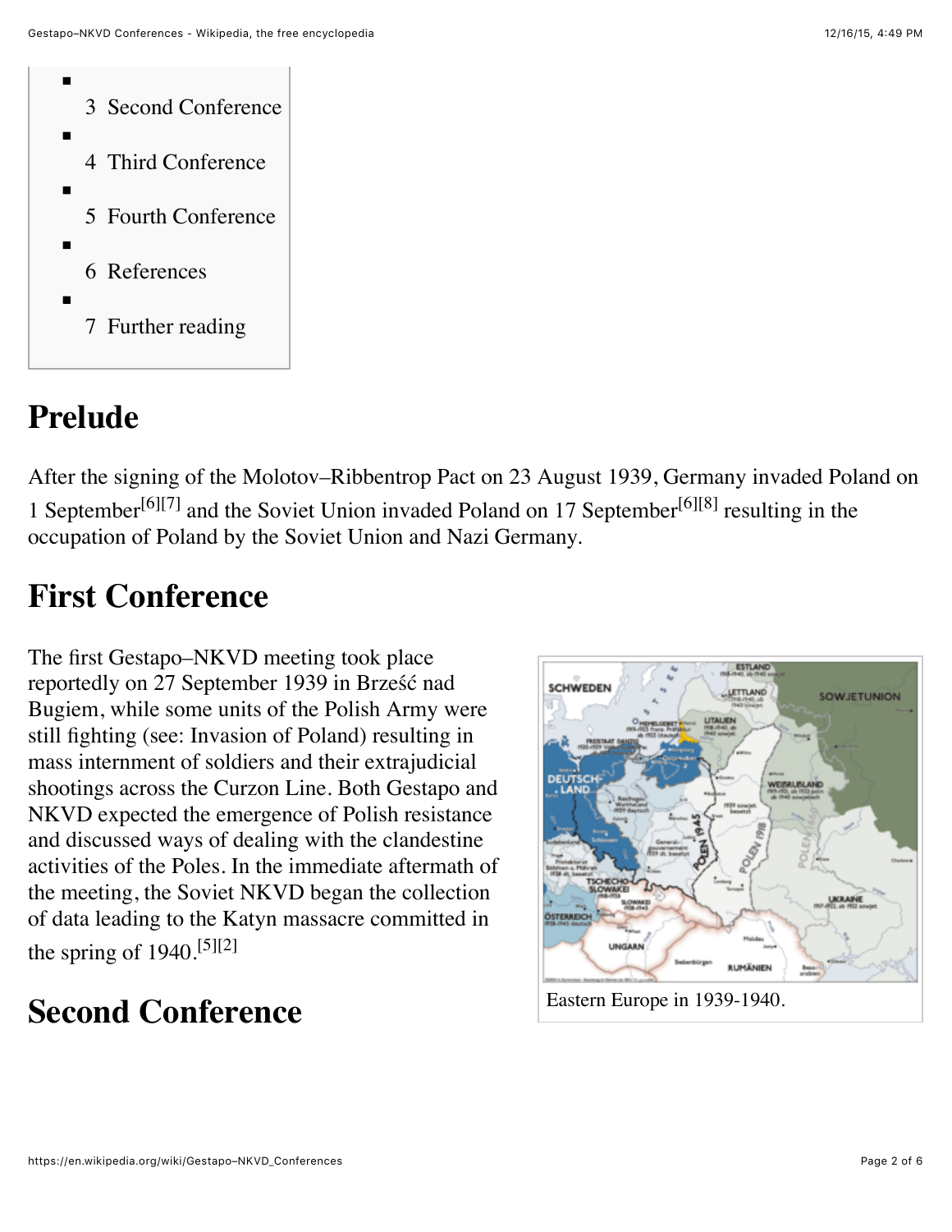- 3 Second Conference
- 4 Third Conference
- 5 Fourth Conference
- 6 References
- 7 Further reading

## Prelude

After the signing of the Molotov–Ribbentrop Pact on 23 August 1939, Germany invaded Poland on 1 September[6][7] and the Soviet Union invaded Poland on 17 September[6][8] resulting in the occupation of Poland by the Soviet Union and Nazi Germany.

## First Conference

The first Gestapo–NKVD meeting took place reportedly on 27 September 1939 in Brześć nad Bugiem, while some units of the Polish Army were still fighting (see: Invasion of Poland) resulting in mass internment of soldiers and their extrajudicial shootings across the Curzon Line. Both Gestapo and NKVD expected the emergence of Polish resistance and discussed ways of dealing with the clandestine activities of the Poles. In the immediate aftermath of the meeting, the Soviet NKVD began the collection of data leading to the Katyn massacre committed in the spring of 1940.[5][2]

Eastern Europe in 1939-1940.

## Second Conference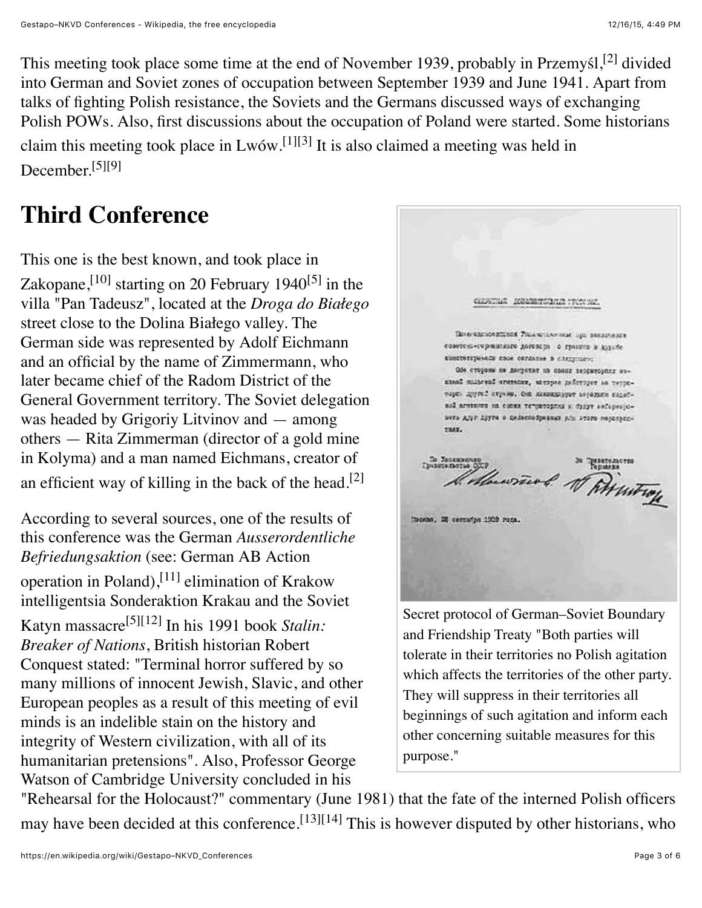This meeting took place some time at the end of November 1939, probably in Przemyśl,[2] divided into German and Soviet zones of occupation between September 1939 and June 1941. Apart from talks of fighting Polish resistance, the Soviets and the Germans discussed ways of exchanging Polish POWs. Also, first discussions about the occupation of Poland were started. Some historians claim this meeting took place in Lwów.[1][3] It is also claimed a meeting was held in December.[5][9]

# Third Conference

This one is the best known, and took place in Zakopane,[10] starting on 20 February 1940[5] in the villa "Pan Tadeusz", located at the *Droga do Białego* street close to the Dolina Białego valley. The German side was represented by Adolf Eichmann and an official by the name of Zimmermann, who later became chief of the Radom District of the General Government territory. The Soviet delegation was headed by Grigoriy Litvinov and — among others — Rita Zimmerman (director of a gold mine in Kolyma) and a man named Eichmans, creator of an efficient way of killing in the back of the head.[2]

According to several sources, one of the results of this conference was the German *Ausserordentliche Befriedungsaktion* (see: German AB Action operation in Poland),[11] elimination of Krakow intelligentsia Sonderaktion Krakau and the Soviet Katyn massacre[5][12] In his 1991 book *Stalin: Breaker of Nations*, British historian Robert Conquest stated: "Terminal horror suffered by so many millions of innocent Jewish, Slavic, and other European peoples as a result of this meeting of evil minds is an indelible stain on the history and integrity of Western civilization, with all of its humanitarian pretensions". Also, Professor George Watson of Cambridge University concluded in his "Rehearsal for the Holocaust?" commentary (June 1981) that the fate of the interned Polish officers may have been decided at this conference.[13][14] This is however disputed by other historians, who

Secret protocol of German–Soviet Boundary and Friendship Treaty "Both parties will tolerate in their territories no Polish agitation which affects the territories of the other party. They will suppress in their territories all beginnings of such agitation and inform each other concerning suitable measures for this purpose."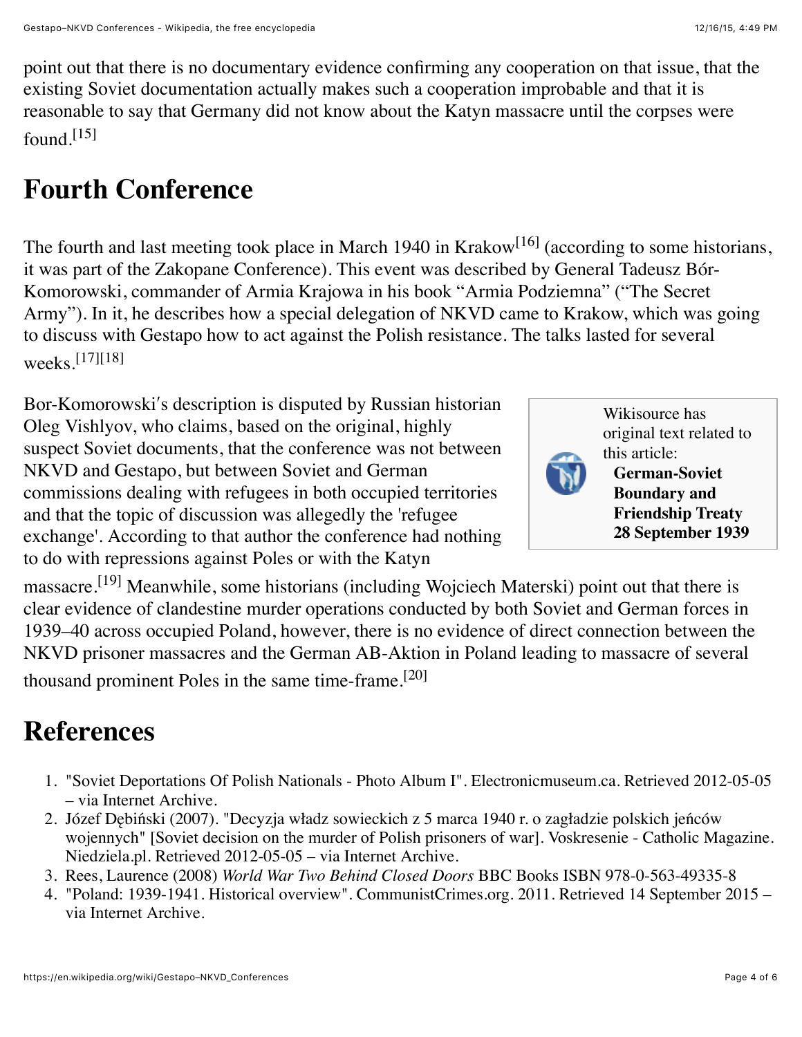point out that there is no documentary evidence confirming any cooperation on that issue, that the existing Soviet documentation actually makes such a cooperation improbable and that it is reasonable to say that Germany did not know about the Katyn massacre until the corpses were found.[15]

## Fourth Conference

The fourth and last meeting took place in March 1940 in Krakow[16] (according to some historians, it was part of the Zakopane Conference). This event was described by General Tadeusz Bór-Komorowski, commander of Armia Krajowa in his book "Armia Podziemna" ("The Secret Army"). In it, he describes how a special delegation of NKVD came to Krakow, which was going to discuss with Gestapo how to act against the Polish resistance. The talks lasted for several weeks.[17][18]

Bor-Komorowski′s description is disputed by Russian historian Oleg Vishlyov, who claims, based on the original, highly suspect Soviet documents, that the conference was not between NKVD and Gestapo, but between Soviet and German commissions dealing with refugees in both occupied territories and that the topic of discussion was allegedly the 'refugee exchange'. According to that author the conference had nothing to do with repressions against Poles or with the Katyn massacre.[19] Meanwhile, some historians (including Wojciech Materski) point out that there is clear evidence of clandestine murder operations conducted by both Soviet and German forces in 1939–40 across occupied Poland, however, there is no evidence of direct connection between the NKVD prisoner massacres and the German AB-Aktion in Poland leading to massacre of several thousand prominent Poles in the same time-frame.[20]

Wikisource has original text related to this article: **German-Soviet Boundary and Friendship Treaty 28 September 1939**

## References

1. "Soviet Deportations Of Polish Nationals - Photo Album I". Electronicmuseum.ca. Retrieved 2012-05-05 – via Internet Archive.
2. Józef Dębiński (2007). "Decyzja władz sowieckich z 5 marca 1940 r. o zagładzie polskich jeńców wojennych" [Soviet decision on the murder of Polish prisoners of war]. Voskresenie - Catholic Magazine. Niedziela.pl. Retrieved 2012-05-05 – via Internet Archive.
3. Rees, Laurence (2008) *World War Two Behind Closed Doors* BBC Books ISBN 978-0-563-49335-8
4. "Poland: 1939-1941. Historical overview". CommunistCrimes.org. 2011. Retrieved 14 September 2015 – via Internet Archive.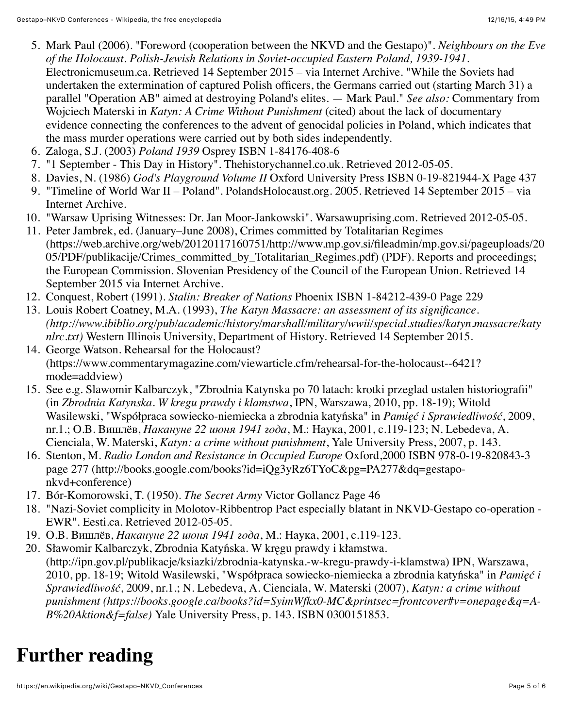5. Mark Paul (2006). "Foreword (cooperation between the NKVD and the Gestapo)". *Neighbours on the Eve of the Holocaust. Polish-Jewish Relations in Soviet-occupied Eastern Poland, 1939-1941*. Electronicmuseum.ca. Retrieved 14 September 2015 – via Internet Archive. "While the Soviets had undertaken the extermination of captured Polish officers, the Germans carried out (starting March 31) a parallel "Operation AB" aimed at destroying Poland's elites. — Mark Paul." *See also:* Commentary from Wojciech Materski in *Katyn: A Crime Without Punishment* (cited) about the lack of documentary evidence connecting the conferences to the advent of genocidal policies in Poland, which indicates that the mass murder operations were carried out by both sides independently.
6. Zaloga, S.J. (2003) *Poland 1939* Osprey ISBN 1-84176-408-6
7. "1 September - This Day in History". Thehistorychannel.co.uk. Retrieved 2012-05-05.
8. Davies, N. (1986) *God's Playground Volume II* Oxford University Press ISBN 0-19-821944-X Page 437
9. "Timeline of World War II – Poland". PolandsHolocaust.org. 2005. Retrieved 14 September 2015 – via Internet Archive.
10. "Warsaw Uprising Witnesses: Dr. Jan Moor-Jankowski". Warsawuprising.com. Retrieved 2012-05-05.
11. Peter Jambrek, ed. (January–June 2008), Crimes committed by Totalitarian Regimes (https://web.archive.org/web/20120117160751/http://www.mp.gov.si/fileadmin/mp.gov.si/pageuploads/2005/PDF/publikacije/Crimes_committed_by_Totalitarian_Regimes.pdf) (PDF). Reports and proceedings; the European Commission. Slovenian Presidency of the Council of the European Union. Retrieved 14 September 2015 via Internet Archive.
12. Conquest, Robert (1991). *Stalin: Breaker of Nations* Phoenix ISBN 1-84212-439-0 Page 229
13. Louis Robert Coatney, M.A. (1993), *The Katyn Massacre: an assessment of its significance. (http://www.ibiblio.org/pub/academic/history/marshall/military/wwii/special.studies/katyn.massacre/katynlrc.txt)* Western Illinois University, Department of History. Retrieved 14 September 2015.
14. George Watson. Rehearsal for the Holocaust? (https://www.commentarymagazine.com/viewarticle.cfm/rehearsal-for-the-holocaust--6421?mode=addview)
15. See e.g. Slawomir Kalbarczyk, "Zbrodnia Katynska po 70 latach: krotki przeglad ustalen historiografii" (in *Zbrodnia Katynska. W kregu prawdy i klamstwa*, IPN, Warszawa, 2010, pp. 18-19); Witold Wasilewski, "Współpraca sowiecko-niemiecka a zbrodnia katyńska" in *Pamięć i Sprawiedliwość*, 2009, nr.1.; О.В. Вишлёв, *Накануне 22 июня 1941 года*, М.: Наука, 2001, с.119-123; N. Lebedeva, A. Cienciala, W. Materski, *Katyn: a crime without punishment*, Yale University Press, 2007, p. 143.
16. Stenton, M. *Radio London and Resistance in Occupied Europe* Oxford,2000 ISBN 978-0-19-820843-3 page 277 (http://books.google.com/books?id=iQg3yRz6TYoC&pg=PA277&dq=gestapo-nkvd+conference)
17. Bór-Komorowski, T. (1950). *The Secret Army* Victor Gollancz Page 46
18. "Nazi-Soviet complicity in Molotov-Ribbentrop Pact especially blatant in NKVD-Gestapo co-operation - EWR". Eesti.ca. Retrieved 2012-05-05.
19. О.В. Вишлёв, *Накануне 22 июня 1941 года*, М.: Наука, 2001, с.119-123.
20. Sławomir Kalbarczyk, Zbrodnia Katyńska. W kręgu prawdy i kłamstwa. (http://ipn.gov.pl/publikacje/ksiazki/zbrodnia-katynska.-w-kregu-prawdy-i-klamstwa) IPN, Warszawa, 2010, pp. 18-19; Witold Wasilewski, "Współpraca sowiecko-niemiecka a zbrodnia katyńska" in *Pamięć i Sprawiedliwość*, 2009, nr.1.; N. Lebedeva, A. Cienciala, W. Materski (2007), *Katyn: a crime without punishment (https://books.google.ca/books?id=SyimWfkx0-MC&printsec=frontcover#v=onepage&q=A-B%20Aktion&f=false)* Yale University Press, p. 143. ISBN 0300151853.

# Further reading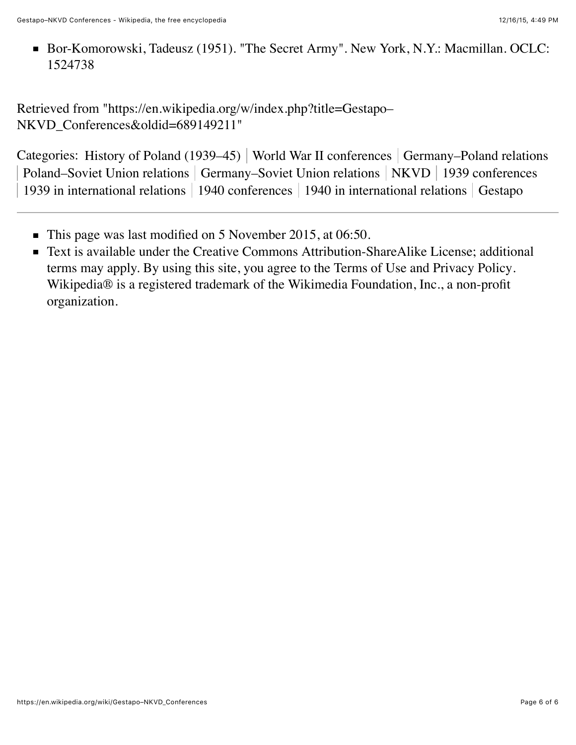- Bor-Komorowski, Tadeusz (1951). "The Secret Army". New York, N.Y.: Macmillan. OCLC: 1524738

Retrieved from "https://en.wikipedia.org/w/index.php?title=Gestapo–NKVD_Conferences&oldid=689149211"

Categories: History of Poland (1939–45) | World War II conferences | Germany–Poland relations | Poland–Soviet Union relations | Germany–Soviet Union relations | NKVD | 1939 conferences | 1939 in international relations | 1940 conferences | 1940 in international relations | Gestapo

---

- This page was last modified on 5 November 2015, at 06:50.
- Text is available under the Creative Commons Attribution-ShareAlike License; additional terms may apply. By using this site, you agree to the Terms of Use and Privacy Policy. Wikipedia® is a registered trademark of the Wikimedia Foundation, Inc., a non-profit organization.